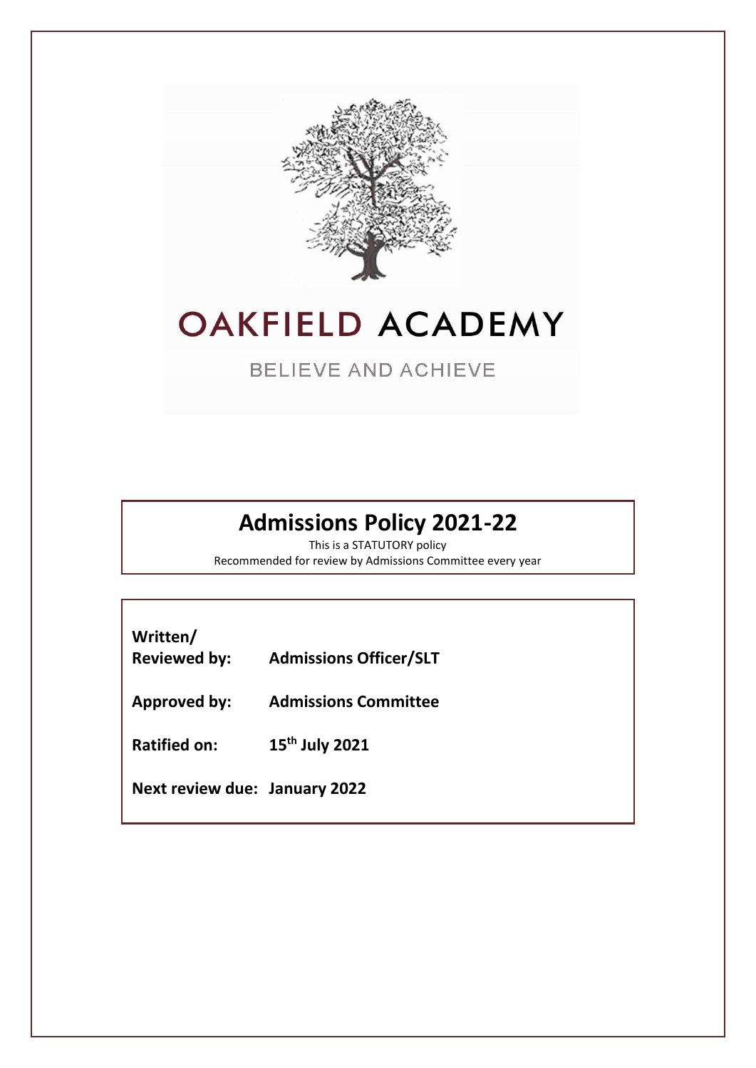# OAKFIELD ACADEMY

BELIEVE AND ACHIEVE

## Admissions Policy 2021-22

This is a STATUTORY policy

Recommended for review by Admissions Committee every year

**Written/ Reviewed by:** **Admissions Officer/SLT**

**Approved by:** **Admissions Committee**

**Ratified on:** **15th July 2021**

**Next review due:** **January 2022**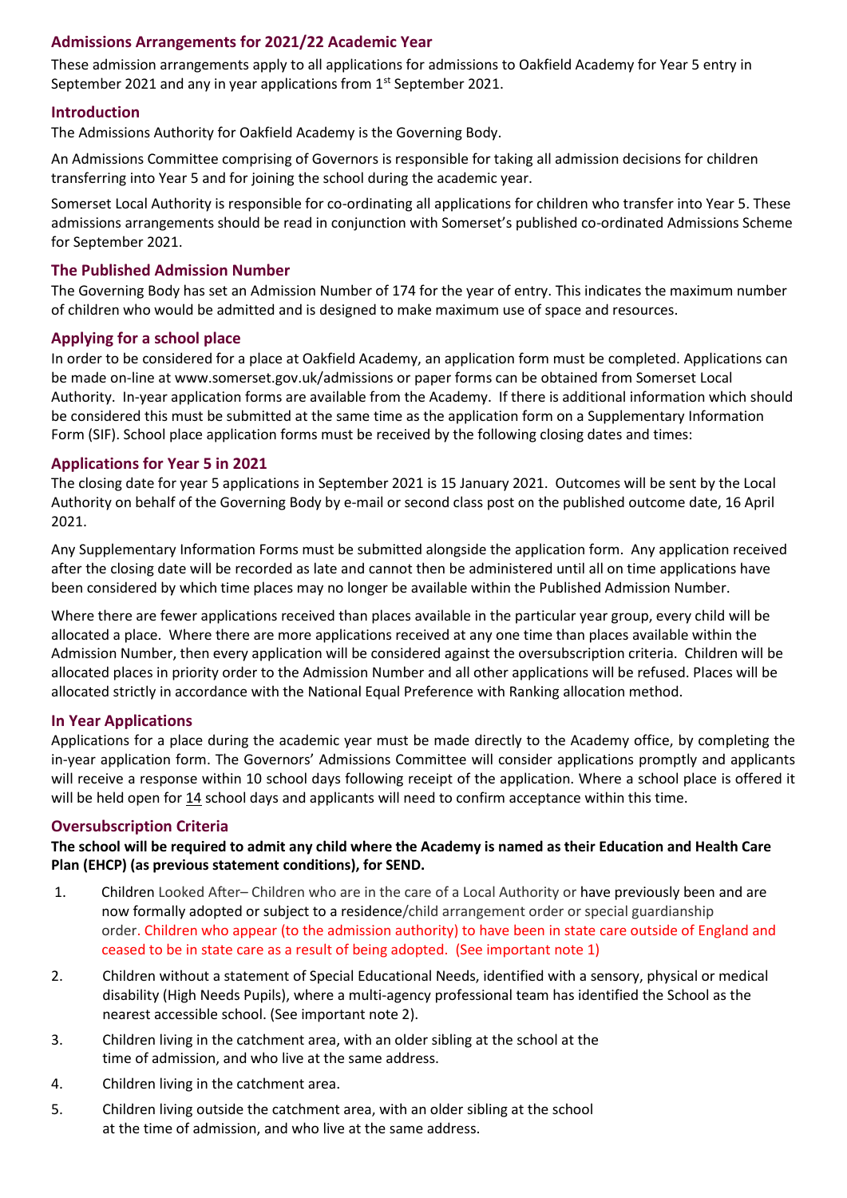## Admissions Arrangements for 2021/22 Academic Year

These admission arrangements apply to all applications for admissions to Oakfield Academy for Year 5 entry in September 2021 and any in year applications from 1st September 2021.

## Introduction

The Admissions Authority for Oakfield Academy is the Governing Body.

An Admissions Committee comprising of Governors is responsible for taking all admission decisions for children transferring into Year 5 and for joining the school during the academic year.

Somerset Local Authority is responsible for co-ordinating all applications for children who transfer into Year 5. These admissions arrangements should be read in conjunction with Somerset's published co-ordinated Admissions Scheme for September 2021.

## The Published Admission Number

The Governing Body has set an Admission Number of 174 for the year of entry. This indicates the maximum number of children who would be admitted and is designed to make maximum use of space and resources.

## Applying for a school place

In order to be considered for a place at Oakfield Academy, an application form must be completed. Applications can be made on-line at www.somerset.gov.uk/admissions or paper forms can be obtained from Somerset Local Authority. In-year application forms are available from the Academy. If there is additional information which should be considered this must be submitted at the same time as the application form on a Supplementary Information Form (SIF). School place application forms must be received by the following closing dates and times:

## Applications for Year 5 in 2021

The closing date for year 5 applications in September 2021 is 15 January 2021. Outcomes will be sent by the Local Authority on behalf of the Governing Body by e-mail or second class post on the published outcome date, 16 April 2021.

Any Supplementary Information Forms must be submitted alongside the application form. Any application received after the closing date will be recorded as late and cannot then be administered until all on time applications have been considered by which time places may no longer be available within the Published Admission Number.

Where there are fewer applications received than places available in the particular year group, every child will be allocated a place. Where there are more applications received at any one time than places available within the Admission Number, then every application will be considered against the oversubscription criteria. Children will be allocated places in priority order to the Admission Number and all other applications will be refused. Places will be allocated strictly in accordance with the National Equal Preference with Ranking allocation method.

## In Year Applications

Applications for a place during the academic year must be made directly to the Academy office, by completing the in-year application form. The Governors' Admissions Committee will consider applications promptly and applicants will receive a response within 10 school days following receipt of the application. Where a school place is offered it will be held open for 14 school days and applicants will need to confirm acceptance within this time.

## Oversubscription Criteria

**The school will be required to admit any child where the Academy is named as their Education and Health Care Plan (EHCP) (as previous statement conditions), for SEND.**

1. Children Looked After– Children who are in the care of a Local Authority or have previously been and are now formally adopted or subject to a residence/child arrangement order or special guardianship order. Children who appear (to the admission authority) to have been in state care outside of England and ceased to be in state care as a result of being adopted. (See important note 1)
2. Children without a statement of Special Educational Needs, identified with a sensory, physical or medical disability (High Needs Pupils), where a multi-agency professional team has identified the School as the nearest accessible school. (See important note 2).
3. Children living in the catchment area, with an older sibling at the school at the time of admission, and who live at the same address.
4. Children living in the catchment area.
5. Children living outside the catchment area, with an older sibling at the school at the time of admission, and who live at the same address.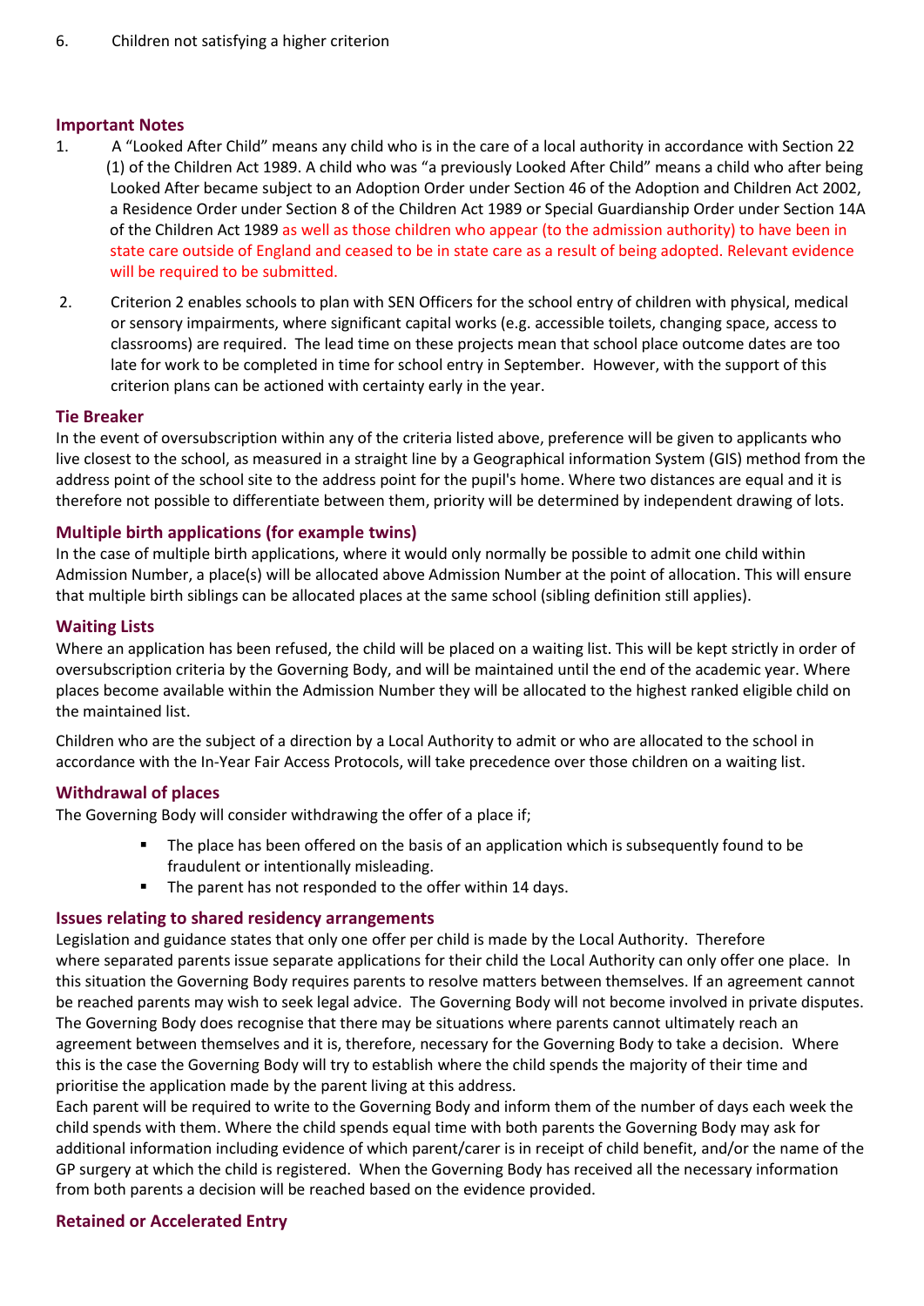6. Children not satisfying a higher criterion

### Important Notes

1. A "Looked After Child" means any child who is in the care of a local authority in accordance with Section 22 (1) of the Children Act 1989. A child who was "a previously Looked After Child" means a child who after being Looked After became subject to an Adoption Order under Section 46 of the Adoption and Children Act 2002, a Residence Order under Section 8 of the Children Act 1989 or Special Guardianship Order under Section 14A of the Children Act 1989 as well as those children who appear (to the admission authority) to have been in state care outside of England and ceased to be in state care as a result of being adopted. Relevant evidence will be required to be submitted.

2. Criterion 2 enables schools to plan with SEN Officers for the school entry of children with physical, medical or sensory impairments, where significant capital works (e.g. accessible toilets, changing space, access to classrooms) are required. The lead time on these projects mean that school place outcome dates are too late for work to be completed in time for school entry in September. However, with the support of this criterion plans can be actioned with certainty early in the year.

### Tie Breaker

In the event of oversubscription within any of the criteria listed above, preference will be given to applicants who live closest to the school, as measured in a straight line by a Geographical information System (GIS) method from the address point of the school site to the address point for the pupil's home. Where two distances are equal and it is therefore not possible to differentiate between them, priority will be determined by independent drawing of lots.

### Multiple birth applications (for example twins)

In the case of multiple birth applications, where it would only normally be possible to admit one child within Admission Number, a place(s) will be allocated above Admission Number at the point of allocation. This will ensure that multiple birth siblings can be allocated places at the same school (sibling definition still applies).

### Waiting Lists

Where an application has been refused, the child will be placed on a waiting list. This will be kept strictly in order of oversubscription criteria by the Governing Body, and will be maintained until the end of the academic year. Where places become available within the Admission Number they will be allocated to the highest ranked eligible child on the maintained list.

Children who are the subject of a direction by a Local Authority to admit or who are allocated to the school in accordance with the In-Year Fair Access Protocols, will take precedence over those children on a waiting list.

### Withdrawal of places

The Governing Body will consider withdrawing the offer of a place if;

- The place has been offered on the basis of an application which is subsequently found to be fraudulent or intentionally misleading.
- The parent has not responded to the offer within 14 days.

### Issues relating to shared residency arrangements

Legislation and guidance states that only one offer per child is made by the Local Authority. Therefore where separated parents issue separate applications for their child the Local Authority can only offer one place. In this situation the Governing Body requires parents to resolve matters between themselves. If an agreement cannot be reached parents may wish to seek legal advice. The Governing Body will not become involved in private disputes. The Governing Body does recognise that there may be situations where parents cannot ultimately reach an agreement between themselves and it is, therefore, necessary for the Governing Body to take a decision. Where this is the case the Governing Body will try to establish where the child spends the majority of their time and prioritise the application made by the parent living at this address.

Each parent will be required to write to the Governing Body and inform them of the number of days each week the child spends with them. Where the child spends equal time with both parents the Governing Body may ask for additional information including evidence of which parent/carer is in receipt of child benefit, and/or the name of the GP surgery at which the child is registered. When the Governing Body has received all the necessary information from both parents a decision will be reached based on the evidence provided.

### Retained or Accelerated Entry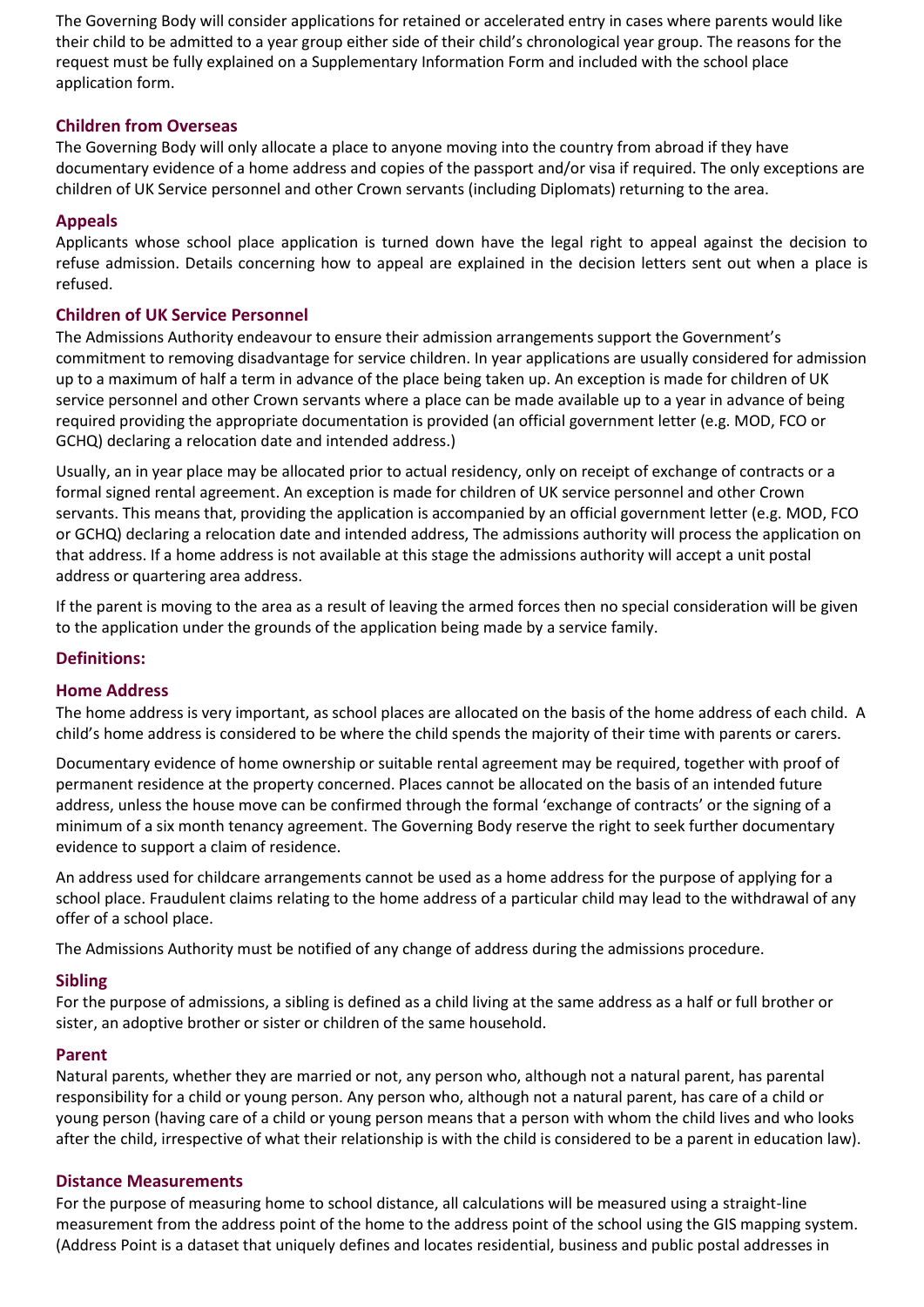The Governing Body will consider applications for retained or accelerated entry in cases where parents would like their child to be admitted to a year group either side of their child's chronological year group. The reasons for the request must be fully explained on a Supplementary Information Form and included with the school place application form.

### Children from Overseas

The Governing Body will only allocate a place to anyone moving into the country from abroad if they have documentary evidence of a home address and copies of the passport and/or visa if required. The only exceptions are children of UK Service personnel and other Crown servants (including Diplomats) returning to the area.

### Appeals

Applicants whose school place application is turned down have the legal right to appeal against the decision to refuse admission. Details concerning how to appeal are explained in the decision letters sent out when a place is refused.

### Children of UK Service Personnel

The Admissions Authority endeavour to ensure their admission arrangements support the Government's commitment to removing disadvantage for service children. In year applications are usually considered for admission up to a maximum of half a term in advance of the place being taken up. An exception is made for children of UK service personnel and other Crown servants where a place can be made available up to a year in advance of being required providing the appropriate documentation is provided (an official government letter (e.g. MOD, FCO or GCHQ) declaring a relocation date and intended address.)

Usually, an in year place may be allocated prior to actual residency, only on receipt of exchange of contracts or a formal signed rental agreement. An exception is made for children of UK service personnel and other Crown servants. This means that, providing the application is accompanied by an official government letter (e.g. MOD, FCO or GCHQ) declaring a relocation date and intended address, The admissions authority will process the application on that address. If a home address is not available at this stage the admissions authority will accept a unit postal address or quartering area address.

If the parent is moving to the area as a result of leaving the armed forces then no special consideration will be given to the application under the grounds of the application being made by a service family.

### Definitions:

### Home Address

The home address is very important, as school places are allocated on the basis of the home address of each child. A child's home address is considered to be where the child spends the majority of their time with parents or carers.

Documentary evidence of home ownership or suitable rental agreement may be required, together with proof of permanent residence at the property concerned. Places cannot be allocated on the basis of an intended future address, unless the house move can be confirmed through the formal 'exchange of contracts' or the signing of a minimum of a six month tenancy agreement. The Governing Body reserve the right to seek further documentary evidence to support a claim of residence.

An address used for childcare arrangements cannot be used as a home address for the purpose of applying for a school place. Fraudulent claims relating to the home address of a particular child may lead to the withdrawal of any offer of a school place.

The Admissions Authority must be notified of any change of address during the admissions procedure.

### Sibling

For the purpose of admissions, a sibling is defined as a child living at the same address as a half or full brother or sister, an adoptive brother or sister or children of the same household.

### Parent

Natural parents, whether they are married or not, any person who, although not a natural parent, has parental responsibility for a child or young person. Any person who, although not a natural parent, has care of a child or young person (having care of a child or young person means that a person with whom the child lives and who looks after the child, irrespective of what their relationship is with the child is considered to be a parent in education law).

### Distance Measurements

For the purpose of measuring home to school distance, all calculations will be measured using a straight-line measurement from the address point of the home to the address point of the school using the GIS mapping system. (Address Point is a dataset that uniquely defines and locates residential, business and public postal addresses in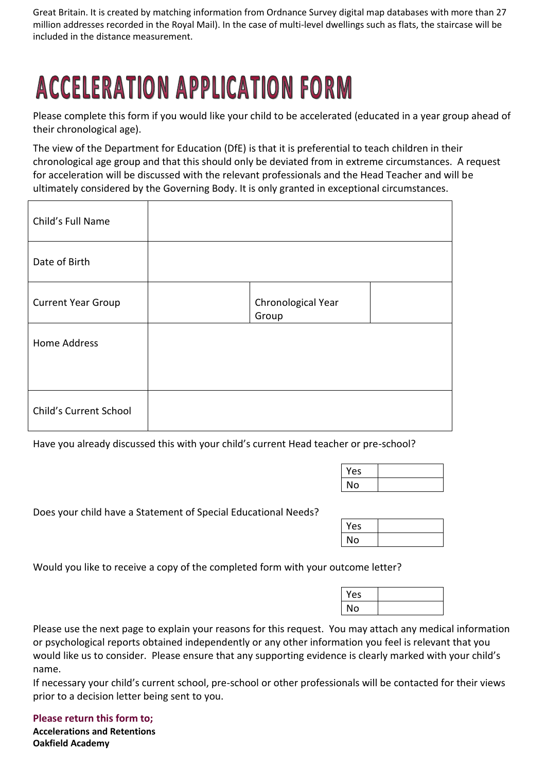Great Britain. It is created by matching information from Ordnance Survey digital map databases with more than 27 million addresses recorded in the Royal Mail). In the case of multi-level dwellings such as flats, the staircase will be included in the distance measurement.

# ACCELERATION APPLICATION FORM

Please complete this form if you would like your child to be accelerated (educated in a year group ahead of their chronological age).

The view of the Department for Education (DfE) is that it is preferential to teach children in their chronological age group and that this should only be deviated from in extreme circumstances. A request for acceleration will be discussed with the relevant professionals and the Head Teacher and will be ultimately considered by the Governing Body. It is only granted in exceptional circumstances.

| | | | |
|---|---|---|---|
| Child's Full Name | | | |
| Date of Birth | | | |
| Current Year Group | | Chronological Year Group | |
| Home Address | | | |
| Child's Current School | | | |

Have you already discussed this with your child's current Head teacher or pre-school?

| | |
|---|---|
| Yes | |
| No | |

Does your child have a Statement of Special Educational Needs?

| | |
|---|---|
| Yes | |
| No | |

Would you like to receive a copy of the completed form with your outcome letter?

| | |
|---|---|
| Yes | |
| No | |

Please use the next page to explain your reasons for this request. You may attach any medical information or psychological reports obtained independently or any other information you feel is relevant that you would like us to consider. Please ensure that any supporting evidence is clearly marked with your child's name.

If necessary your child's current school, pre-school or other professionals will be contacted for their views prior to a decision letter being sent to you.

**Please return this form to;**
**Accelerations and Retentions**
**Oakfield Academy**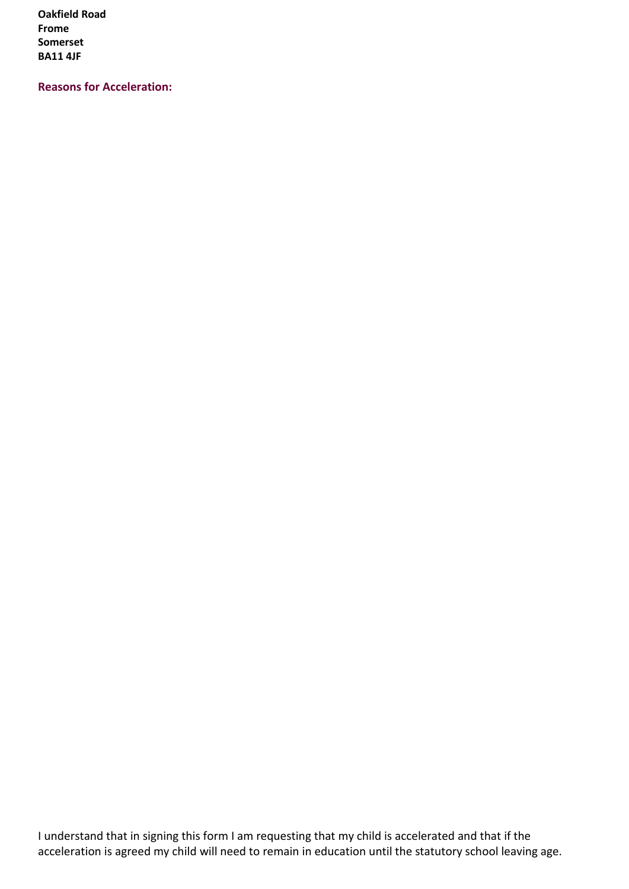**Oakfield Road**
**Frome**
**Somerset**
**BA11 4JF**

**Reasons for Acceleration:**

I understand that in signing this form I am requesting that my child is accelerated and that if the acceleration is agreed my child will need to remain in education until the statutory school leaving age.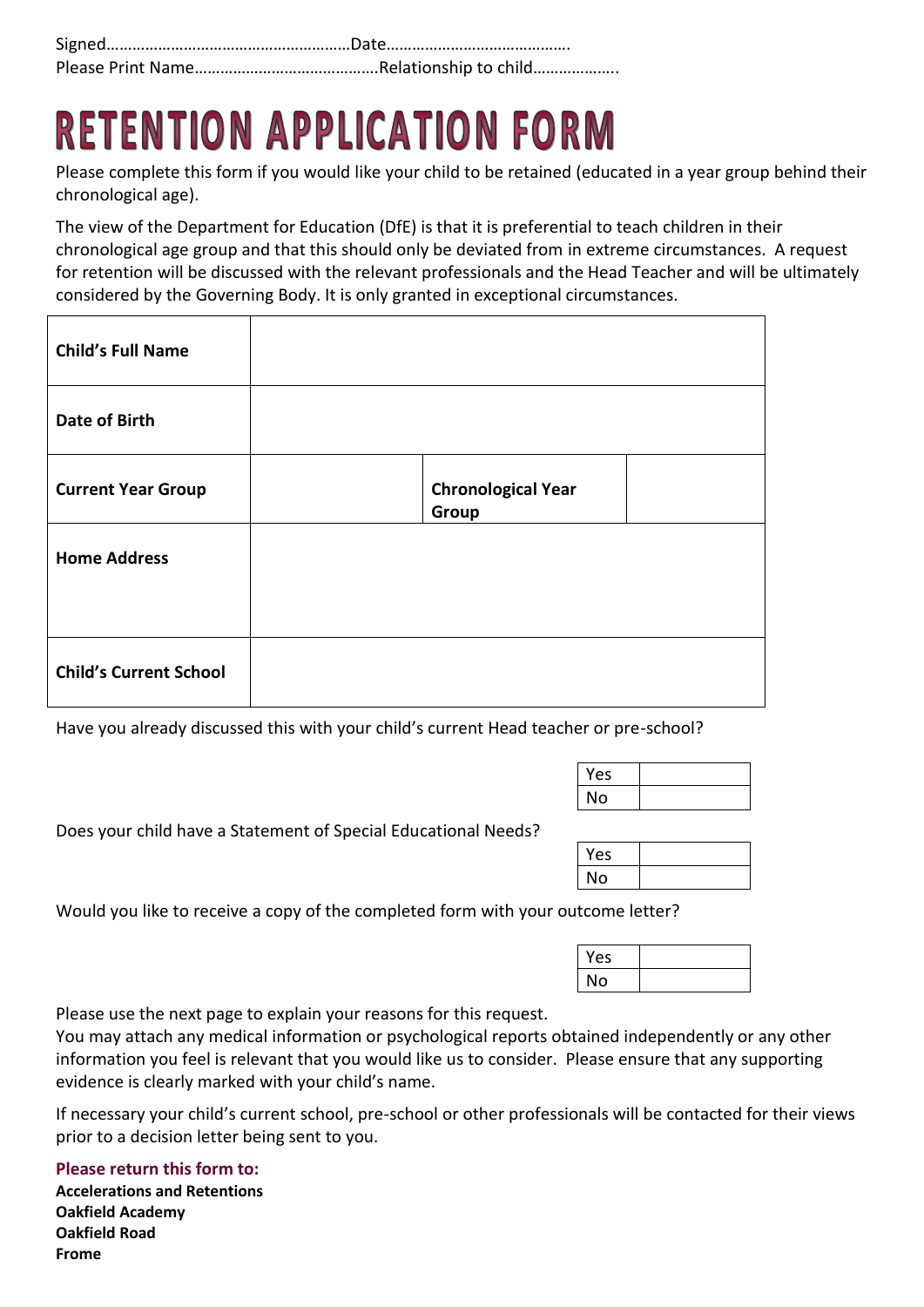Signed……………………………………………….Date…………………………………….
Please Print Name…………………………………….Relationship to child……………….

# RETENTION APPLICATION FORM

Please complete this form if you would like your child to be retained (educated in a year group behind their chronological age).

The view of the Department for Education (DfE) is that it is preferential to teach children in their chronological age group and that this should only be deviated from in extreme circumstances. A request for retention will be discussed with the relevant professionals and the Head Teacher and will be ultimately considered by the Governing Body. It is only granted in exceptional circumstances.

| | | | |
|---|---|---|---|
| **Child's Full Name** | | | |
| **Date of Birth** | | | |
| **Current Year Group** | | **Chronological Year Group** | |
| **Home Address** | | | |
| **Child's Current School** | | | |

Have you already discussed this with your child's current Head teacher or pre-school?

| | |
|---|---|
| Yes | |
| No | |

Does your child have a Statement of Special Educational Needs?

| | |
|---|---|
| Yes | |
| No | |

Would you like to receive a copy of the completed form with your outcome letter?

| | |
|---|---|
| Yes | |
| No | |

Please use the next page to explain your reasons for this request.
You may attach any medical information or psychological reports obtained independently or any other information you feel is relevant that you would like us to consider. Please ensure that any supporting evidence is clearly marked with your child's name.

If necessary your child's current school, pre-school or other professionals will be contacted for their views prior to a decision letter being sent to you.

**Please return this form to:**
**Accelerations and Retentions**
**Oakfield Academy**
**Oakfield Road**
**Frome**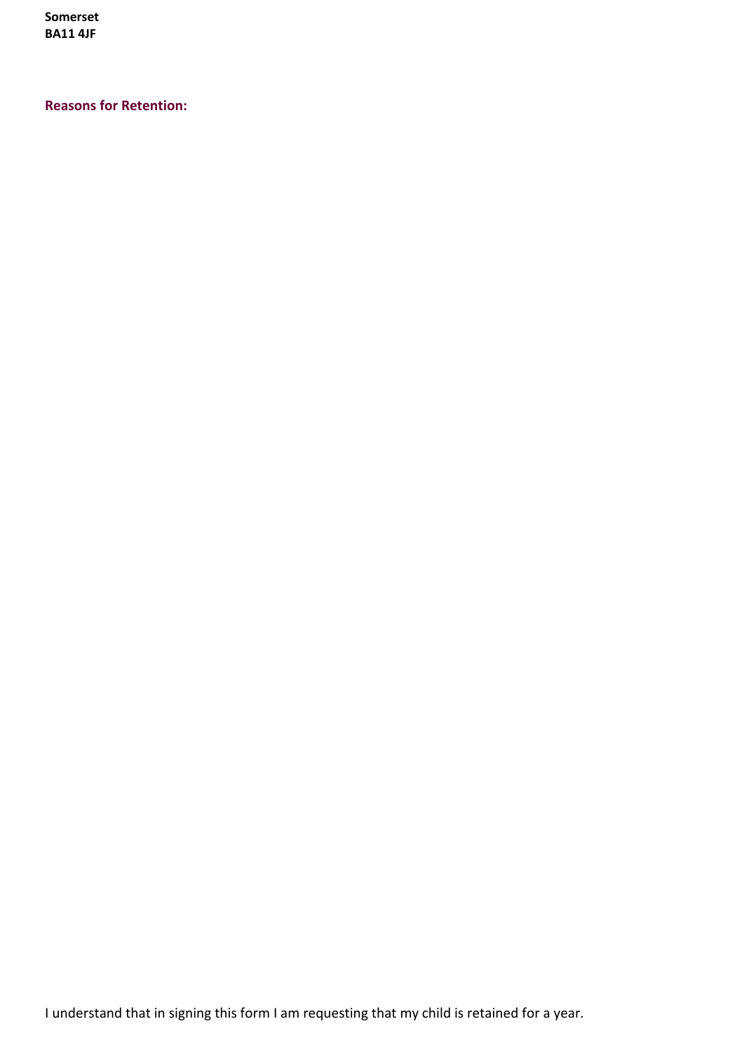**Somerset**
**BA11 4JF**

**Reasons for Retention:**

I understand that in signing this form I am requesting that my child is retained for a year.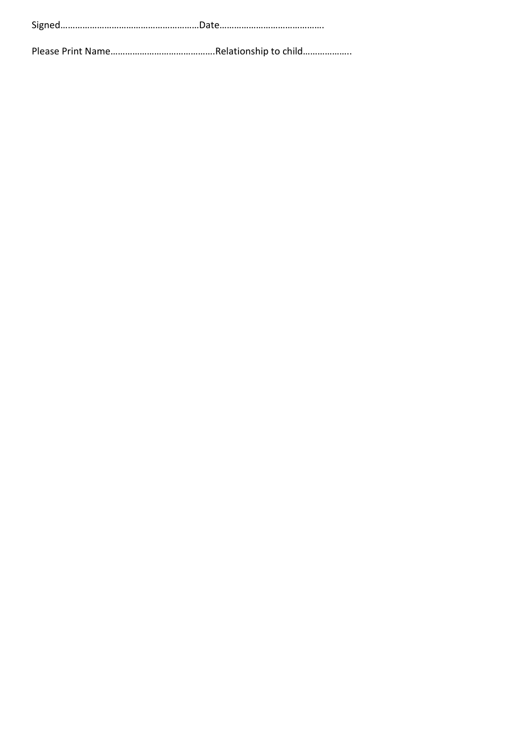Signed…………………………………………………Date…………………………………….

Please Print Name…………………………………….Relationship to child……………….